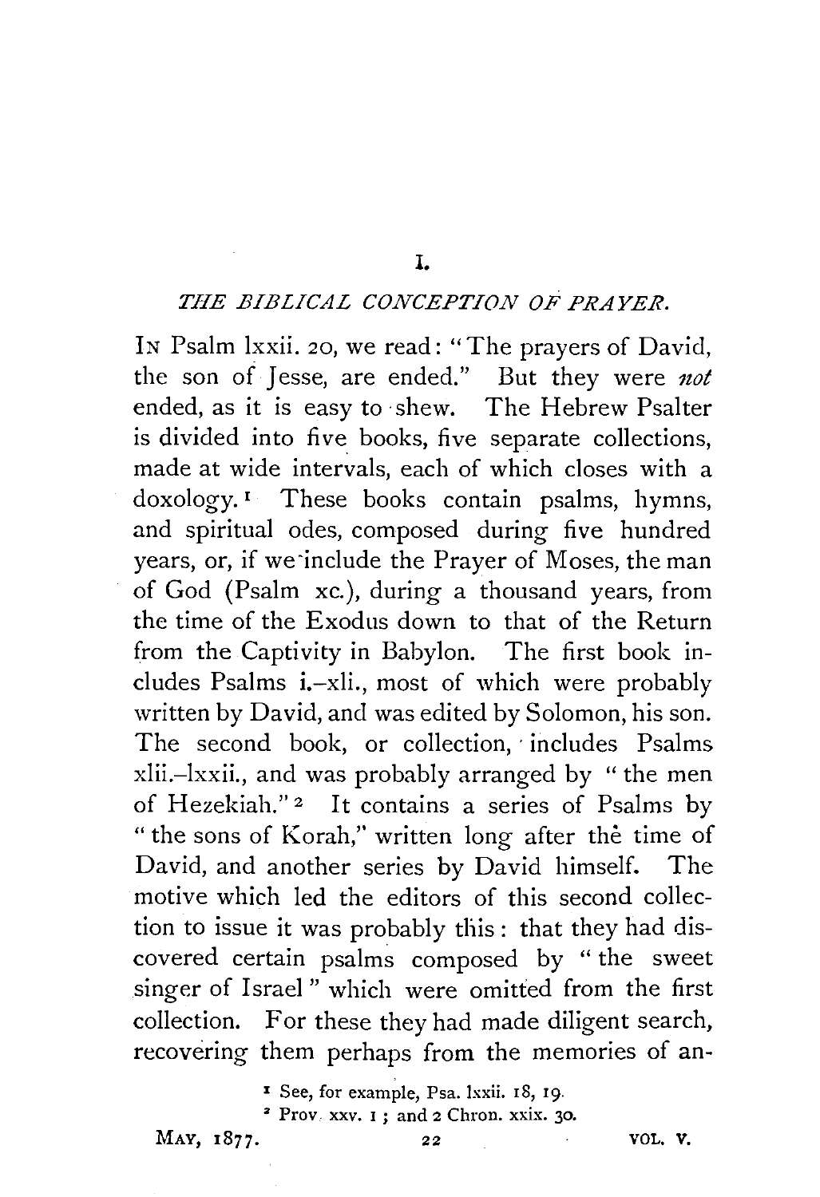# I.

## *THE BIBLICAL CONCEPTION OF PRAYER.*

IN Psalm lxxii. 20, we read: "The prayers of David, the son of Jesse, are ended." But they were *not* ended, as it is easy to shew. The Hebrew Psalter is divided into five books, five separate collections, made at wide intervals, each of which closes with a doxology.[1] These books contain psalms, hymns, and spiritual odes, composed during five hundred years, or, if we include the Prayer of Moses, the man of God (Psalm xc.), during a thousand years, from the time of the Exodus down to that of the Return from the Captivity in Babylon. The first book includes Psalms i.–xli., most of which were probably written by David, and was edited by Solomon, his son. The second book, or collection, includes Psalms xlii.–lxxii., and was probably arranged by "the men of Hezekiah."[2] It contains a series of Psalms by "the sons of Korah," written long after the time of David, and another series by David himself. The motive which led the editors of this second collection to issue it was probably this: that they had discovered certain psalms composed by "the sweet singer of Israel" which were omitted from the first collection. For these they had made diligent search, recovering them perhaps from the memories of an-

[1] See, for example, Psa. lxxii. 18, 19.

[2] Prov. xxv. 1; and 2 Chron. xxix. 30.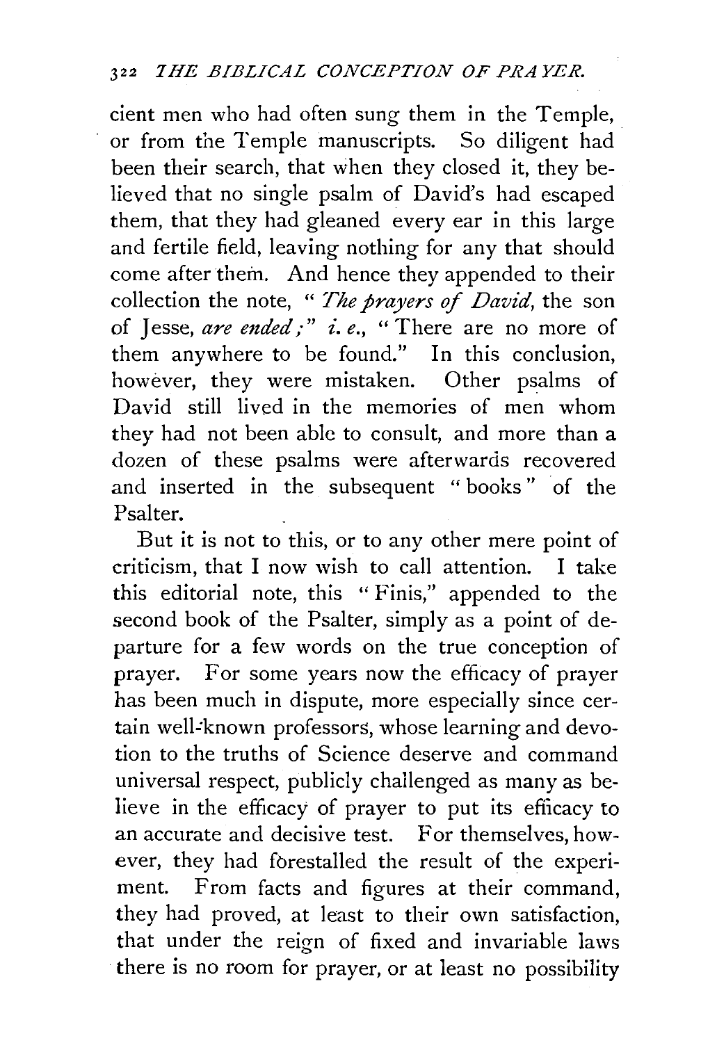cient men who had often sung them in the Temple, or from the Temple manuscripts. So diligent had been their search, that when they closed it, they believed that no single psalm of David's had escaped them, that they had gleaned every ear in this large and fertile field, leaving nothing for any that should come after them. And hence they appended to their collection the note, "*The prayers of David*, the son of Jesse, *are ended;*" *i. e.*, "There are no more of them anywhere to be found." In this conclusion, however, they were mistaken. Other psalms of David still lived in the memories of men whom they had not been able to consult, and more than a dozen of these psalms were afterwards recovered and inserted in the subsequent "books" of the Psalter.

But it is not to this, or to any other mere point of criticism, that I now wish to call attention. I take this editorial note, this "Finis," appended to the second book of the Psalter, simply as a point of departure for a few words on the true conception of prayer. For some years now the efficacy of prayer has been much in dispute, more especially since certain well-known professors, whose learning and devotion to the truths of Science deserve and command universal respect, publicly challenged as many as believe in the efficacy of prayer to put its efficacy to an accurate and decisive test. For themselves, however, they had forestalled the result of the experiment. From facts and figures at their command, they had proved, at least to their own satisfaction, that under the reign of fixed and invariable laws there is no room for prayer, or at least no possibility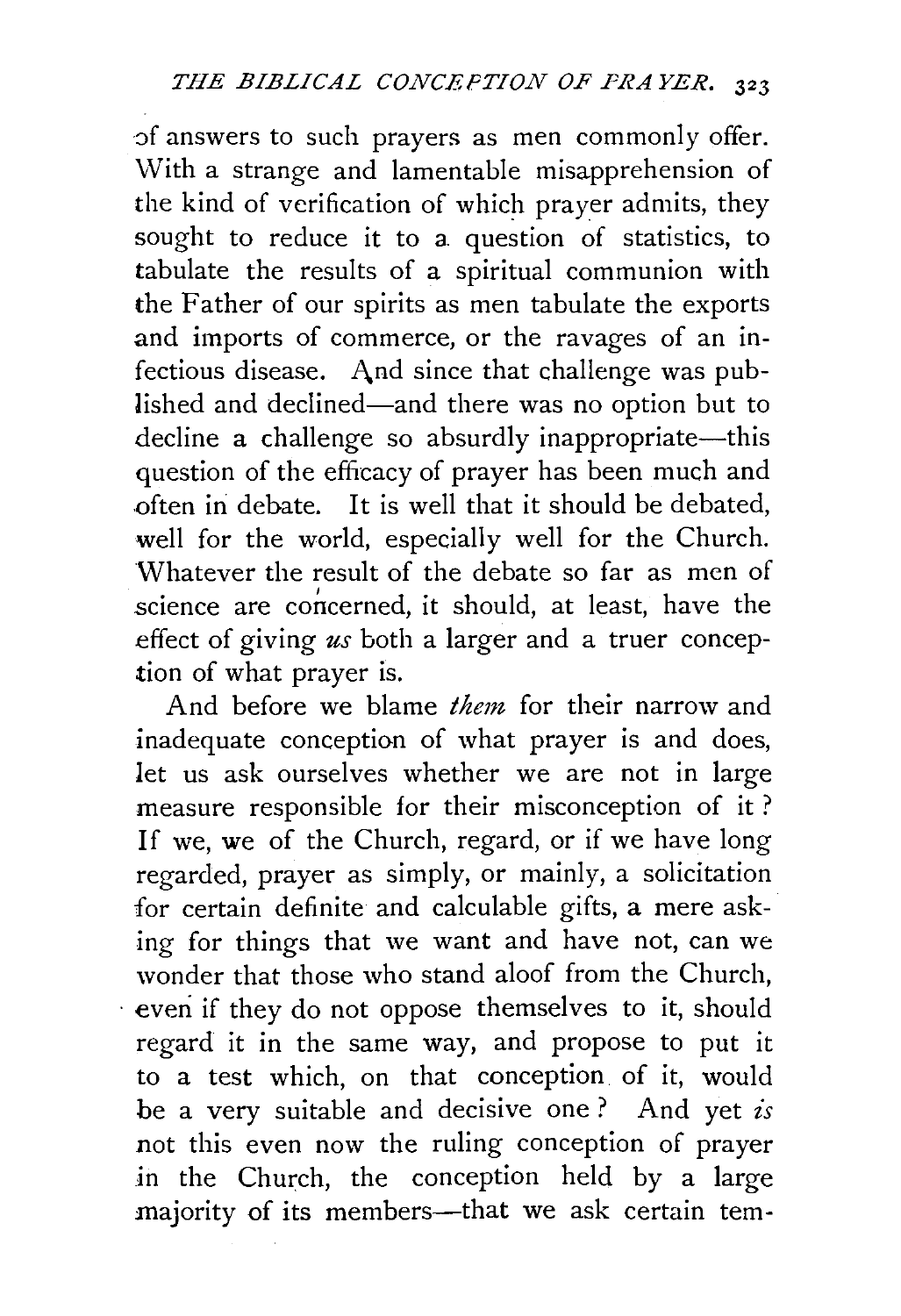of answers to such prayers as men commonly offer. With a strange and lamentable misapprehension of the kind of verification of which prayer admits, they sought to reduce it to a question of statistics, to tabulate the results of a spiritual communion with the Father of our spirits as men tabulate the exports and imports of commerce, or the ravages of an infectious disease. And since that challenge was published and declined—and there was no option but to decline a challenge so absurdly inappropriate—this question of the efficacy of prayer has been much and often in debate. It is well that it should be debated, well for the world, especially well for the Church. Whatever the result of the debate so far as men of science are concerned, it should, at least, have the effect of giving *us* both a larger and a truer conception of what prayer is.

And before we blame *them* for their narrow and inadequate conception of what prayer is and does, let us ask ourselves whether we are not in large measure responsible for their misconception of it? If we, we of the Church, regard, or if we have long regarded, prayer as simply, or mainly, a solicitation for certain definite and calculable gifts, a mere asking for things that we want and have not, can we wonder that those who stand aloof from the Church, even if they do not oppose themselves to it, should regard it in the same way, and propose to put it to a test which, on that conception of it, would be a very suitable and decisive one? And yet *is* not this even now the ruling conception of prayer in the Church, the conception held by a large majority of its members—that we ask certain tem-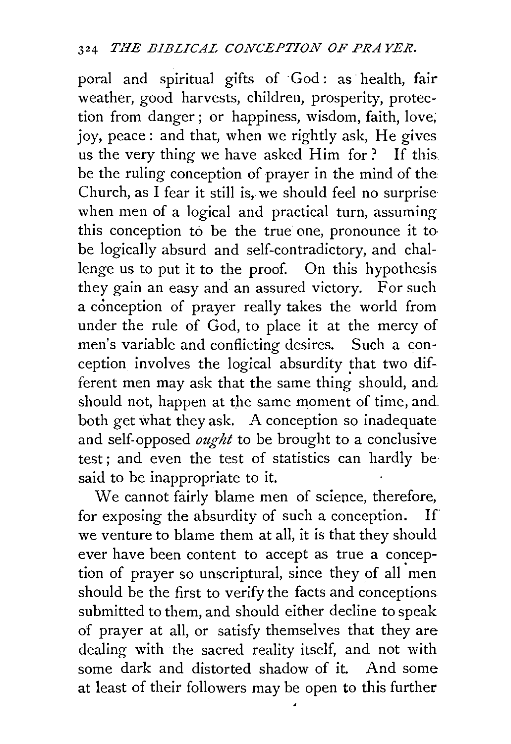poral and spiritual gifts of God: as health, fair weather, good harvests, children, prosperity, protection from danger; or happiness, wisdom, faith, love, joy, peace: and that, when we rightly ask, He gives us the very thing we have asked Him for? If this be the ruling conception of prayer in the mind of the Church, as I fear it still is, we should feel no surprise when men of a logical and practical turn, assuming this conception to be the true one, pronounce it to be logically absurd and self-contradictory, and challenge us to put it to the proof. On this hypothesis they gain an easy and an assured victory. For such a conception of prayer really takes the world from under the rule of God, to place it at the mercy of men's variable and conflicting desires. Such a conception involves the logical absurdity that two different men may ask that the same thing should, and should not, happen at the same moment of time, and both get what they ask. A conception so inadequate and self-opposed *ought* to be brought to a conclusive test; and even the test of statistics can hardly be said to be inappropriate to it.

We cannot fairly blame men of science, therefore, for exposing the absurdity of such a conception. If we venture to blame them at all, it is that they should ever have been content to accept as true a conception of prayer so unscriptural, since they of all men should be the first to verify the facts and conceptions submitted to them, and should either decline to speak of prayer at all, or satisfy themselves that they are dealing with the sacred reality itself, and not with some dark and distorted shadow of it. And some at least of their followers may be open to this further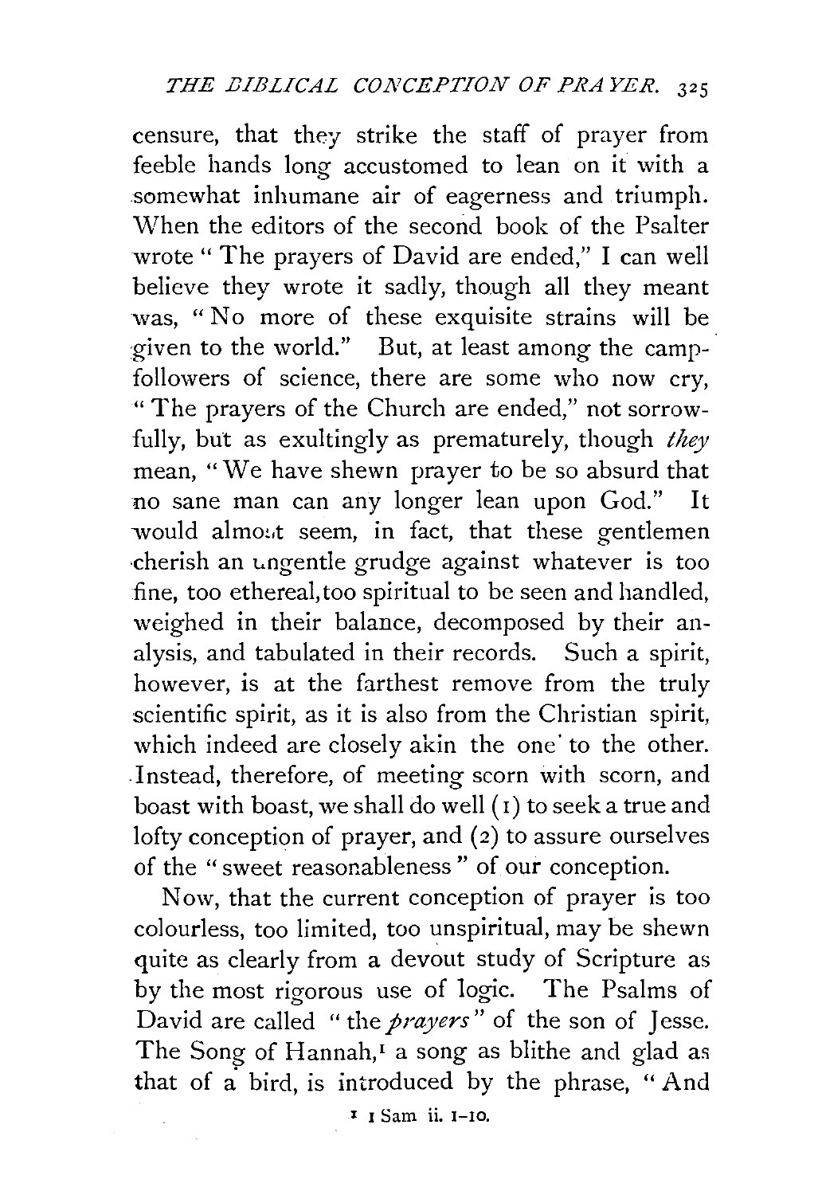censure, that they strike the staff of prayer from feeble hands long accustomed to lean on it with a somewhat inhumane air of eagerness and triumph. When the editors of the second book of the Psalter wrote "The prayers of David are ended," I can well believe they wrote it sadly, though all they meant was, "No more of these exquisite strains will be given to the world." But, at least among the camp-followers of science, there are some who now cry, "The prayers of the Church are ended," not sorrowfully, but as exultingly as prematurely, though *they* mean, "We have shewn prayer to be so absurd that no sane man can any longer lean upon God." It would almost seem, in fact, that these gentlemen cherish an ungentle grudge against whatever is too fine, too ethereal, too spiritual to be seen and handled, weighed in their balance, decomposed by their analysis, and tabulated in their records. Such a spirit, however, is at the farthest remove from the truly scientific spirit, as it is also from the Christian spirit, which indeed are closely akin the one to the other. Instead, therefore, of meeting scorn with scorn, and boast with boast, we shall do well (1) to seek a true and lofty conception of prayer, and (2) to assure ourselves of the "sweet reasonableness" of our conception.

Now, that the current conception of prayer is too colourless, too limited, too unspiritual, may be shewn quite as clearly from a devout study of Scripture as by the most rigorous use of logic. The Psalms of David are called "the *prayers*" of the son of Jesse. The Song of Hannah,[1] a song as blithe and glad as that of a bird, is introduced by the phrase, "And

[1] 1 Sam ii. 1–10.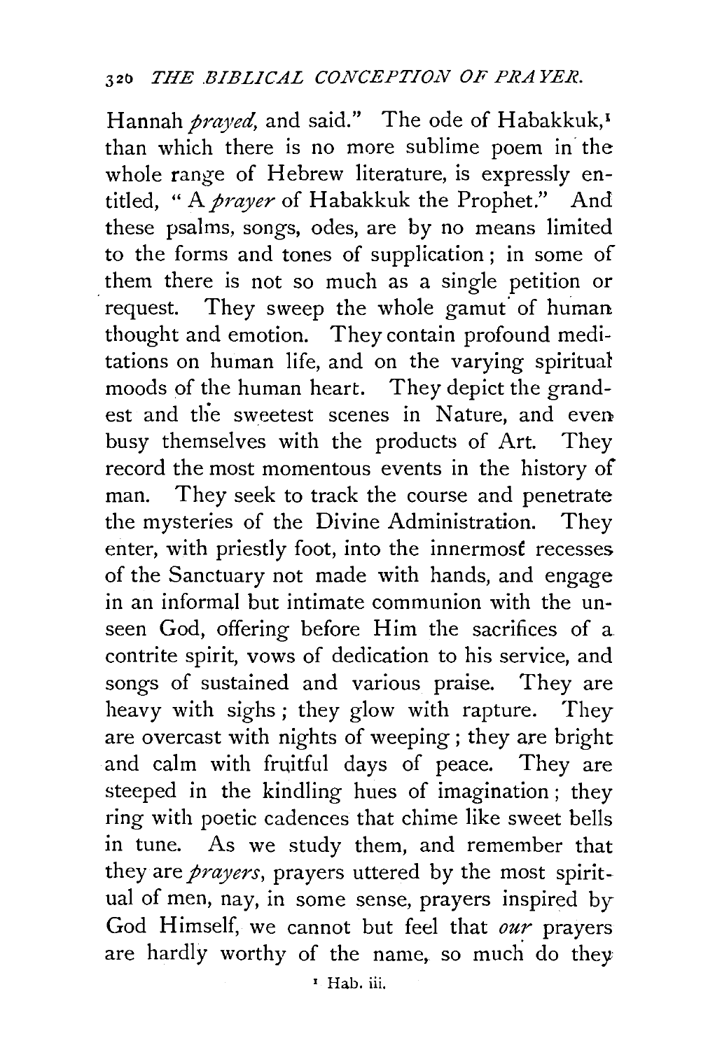Hannah *prayed*, and said." The ode of Habakkuk,[1] than which there is no more sublime poem in the whole range of Hebrew literature, is expressly entitled, "A *prayer* of Habakkuk the Prophet." And these psalms, songs, odes, are by no means limited to the forms and tones of supplication; in some of them there is not so much as a single petition or request. They sweep the whole gamut of human thought and emotion. They contain profound meditations on human life, and on the varying spiritual moods of the human heart. They depict the grandest and the sweetest scenes in Nature, and even busy themselves with the products of Art. They record the most momentous events in the history of man. They seek to track the course and penetrate the mysteries of the Divine Administration. They enter, with priestly foot, into the innermost recesses of the Sanctuary not made with hands, and engage in an informal but intimate communion with the unseen God, offering before Him the sacrifices of a contrite spirit, vows of dedication to his service, and songs of sustained and various praise. They are heavy with sighs; they glow with rapture. They are overcast with nights of weeping; they are bright and calm with fruitful days of peace. They are steeped in the kindling hues of imagination; they ring with poetic cadences that chime like sweet bells in tune. As we study them, and remember that they are *prayers*, prayers uttered by the most spiritual of men, nay, in some sense, prayers inspired by God Himself, we cannot but feel that *our* prayers are hardly worthy of the name, so much do they

[1] Hab. iii.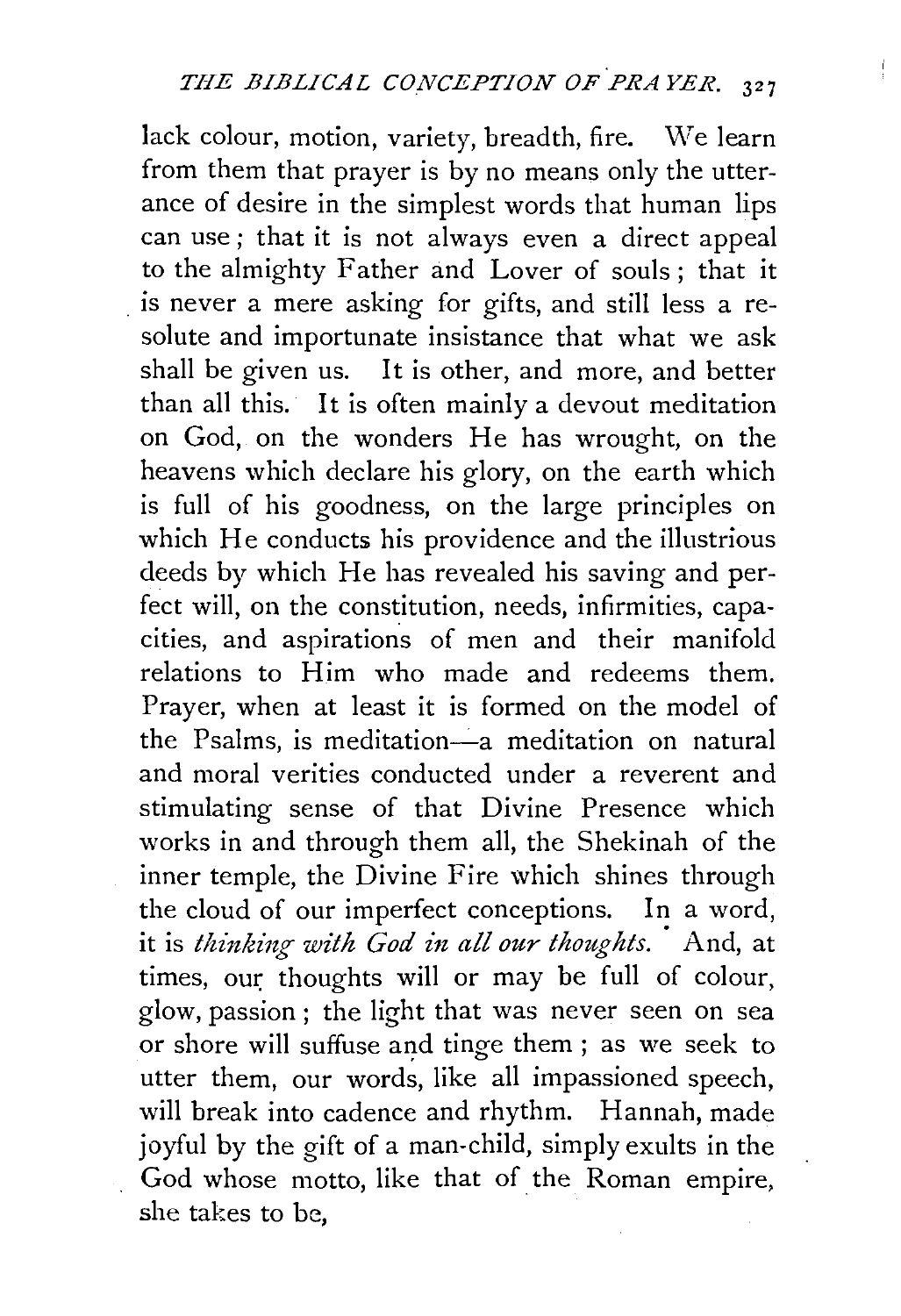lack colour, motion, variety, breadth, fire. We learn from them that prayer is by no means only the utterance of desire in the simplest words that human lips can use; that it is not always even a direct appeal to the almighty Father and Lover of souls; that it is never a mere asking for gifts, and still less a resolute and importunate insistance that what we ask shall be given us. It is other, and more, and better than all this. It is often mainly a devout meditation on God, on the wonders He has wrought, on the heavens which declare his glory, on the earth which is full of his goodness, on the large principles on which He conducts his providence and the illustrious deeds by which He has revealed his saving and perfect will, on the constitution, needs, infirmities, capacities, and aspirations of men and their manifold relations to Him who made and redeems them. Prayer, when at least it is formed on the model of the Psalms, is meditation—a meditation on natural and moral verities conducted under a reverent and stimulating sense of that Divine Presence which works in and through them all, the Shekinah of the inner temple, the Divine Fire which shines through the cloud of our imperfect conceptions. In a word, it is *thinking with God in all our thoughts.* And, at times, our thoughts will or may be full of colour, glow, passion; the light that was never seen on sea or shore will suffuse and tinge them; as we seek to utter them, our words, like all impassioned speech, will break into cadence and rhythm. Hannah, made joyful by the gift of a man-child, simply exults in the God whose motto, like that of the Roman empire, she takes to be,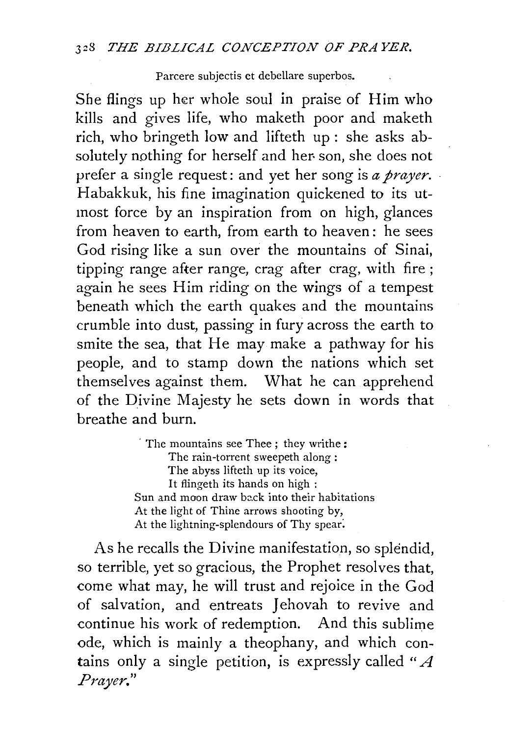Parcere subjectis et debellare superbos.

She flings up her whole soul in praise of Him who kills and gives life, who maketh poor and maketh rich, who bringeth low and lifteth up: she asks absolutely nothing for herself and her son, she does not prefer a single request: and yet her song is *a prayer*. Habakkuk, his fine imagination quickened to its utmost force by an inspiration from on high, glances from heaven to earth, from earth to heaven: he sees God rising like a sun over the mountains of Sinai, tipping range after range, crag after crag, with fire; again he sees Him riding on the wings of a tempest beneath which the earth quakes and the mountains crumble into dust, passing in fury across the earth to smite the sea, that He may make a pathway for his people, and to stamp down the nations which set themselves against them. What he can apprehend of the Divine Majesty he sets down in words that breathe and burn.

> The mountains see Thee; they writhe:
> The rain-torrent sweepeth along:
> The abyss lifteth up its voice,
> It flingeth its hands on high:
> Sun and moon draw back into their habitations
> At the light of Thine arrows shooting by,
> At the lightning-splendours of Thy spear.

As he recalls the Divine manifestation, so splendid, so terrible, yet so gracious, the Prophet resolves that, come what may, he will trust and rejoice in the God of salvation, and entreats Jehovah to revive and continue his work of redemption. And this sublime ode, which is mainly a theophany, and which contains only a single petition, is expressly called "*A Prayer.*"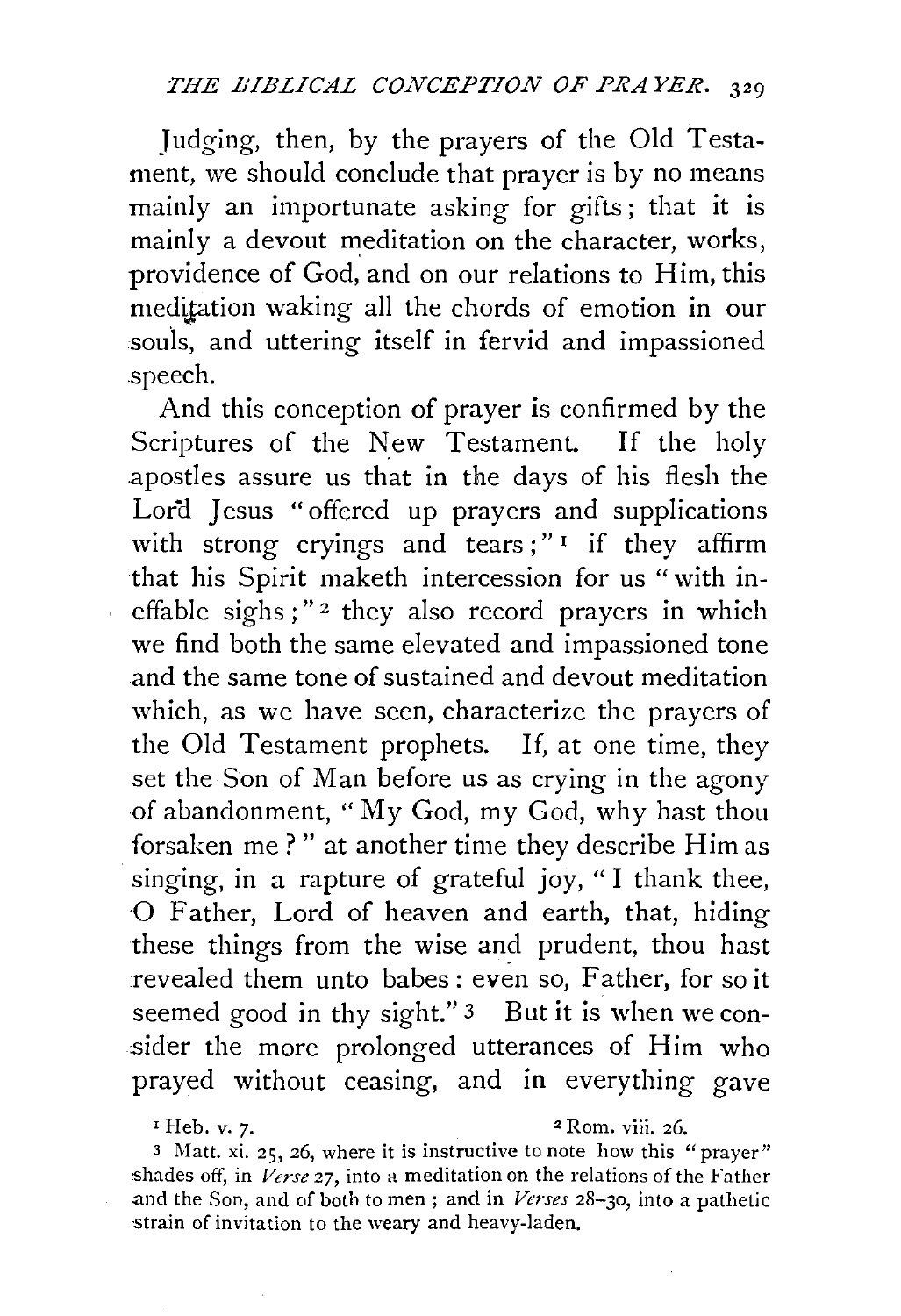Judging, then, by the prayers of the Old Testament, we should conclude that prayer is by no means mainly an importunate asking for gifts; that it is mainly a devout meditation on the character, works, providence of God, and on our relations to Him, this meditation waking all the chords of emotion in our souls, and uttering itself in fervid and impassioned speech.

And this conception of prayer is confirmed by the Scriptures of the New Testament. If the holy apostles assure us that in the days of his flesh the Lord Jesus "offered up prayers and supplications with strong cryings and tears;"[1] if they affirm that his Spirit maketh intercession for us "with ineffable sighs;"[2] they also record prayers in which we find both the same elevated and impassioned tone and the same tone of sustained and devout meditation which, as we have seen, characterize the prayers of the Old Testament prophets. If, at one time, they set the Son of Man before us as crying in the agony of abandonment, "My God, my God, why hast thou forsaken me?" at another time they describe Him as singing, in a rapture of grateful joy, "I thank thee, O Father, Lord of heaven and earth, that, hiding these things from the wise and prudent, thou hast revealed them unto babes: even so, Father, for so it seemed good in thy sight."[3] But it is when we consider the more prolonged utterances of Him who prayed without ceasing, and in everything gave

[1] Heb. v. 7.

[2] Rom. viii. 26.

[3] Matt. xi. 25, 26, where it is instructive to note how this "prayer" shades off, in *Verse* 27, into a meditation on the relations of the Father and the Son, and of both to men; and in *Verses* 28–30, into a pathetic strain of invitation to the weary and heavy-laden.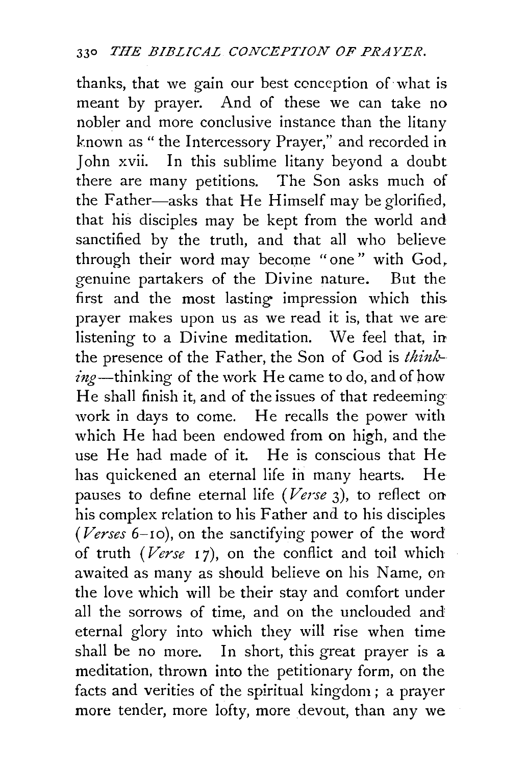thanks, that we gain our best conception of what is meant by prayer. And of these we can take no nobler and more conclusive instance than the litany known as "the Intercessory Prayer," and recorded in John xvii. In this sublime litany beyond a doubt there are many petitions. The Son asks much of the Father—asks that He Himself may be glorified, that his disciples may be kept from the world and sanctified by the truth, and that all who believe through their word may become "one" with God, genuine partakers of the Divine nature. But the first and the most lasting impression which this prayer makes upon us as we read it is, that we are listening to a Divine meditation. We feel that, in the presence of the Father, the Son of God is *thinking*—thinking of the work He came to do, and of how He shall finish it, and of the issues of that redeeming work in days to come. He recalls the power with which He had been endowed from on high, and the use He had made of it. He is conscious that He has quickened an eternal life in many hearts. He pauses to define eternal life (*Verse* 3), to reflect on his complex relation to his Father and to his disciples (*Verses* 6–10), on the sanctifying power of the word of truth (*Verse* 17), on the conflict and toil which awaited as many as should believe on his Name, on the love which will be their stay and comfort under all the sorrows of time, and on the unclouded and eternal glory into which they will rise when time shall be no more. In short, this great prayer is a meditation, thrown into the petitionary form, on the facts and verities of the spiritual kingdom; a prayer more tender, more lofty, more devout, than any we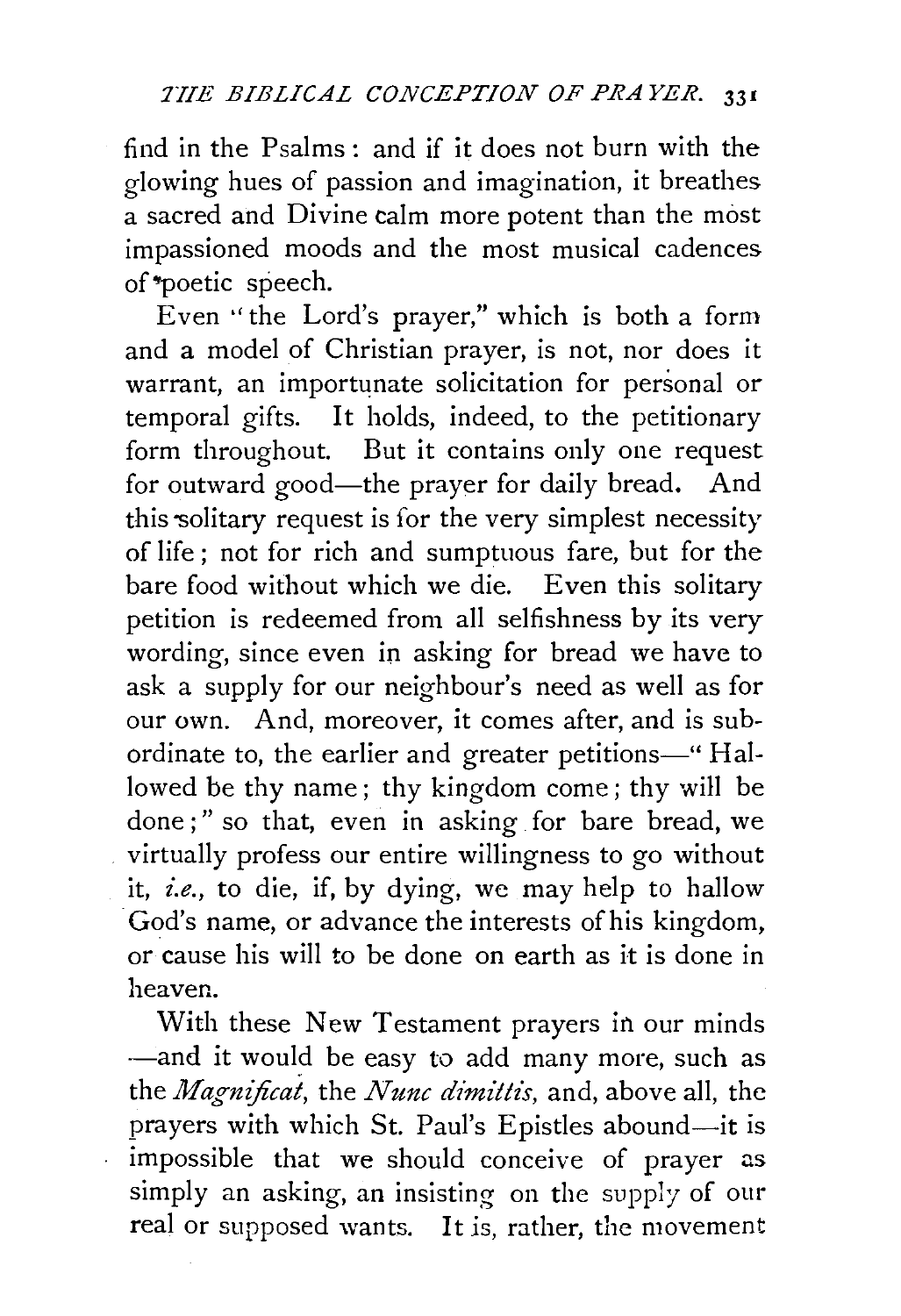find in the Psalms: and if it does not burn with the glowing hues of passion and imagination, it breathes a sacred and Divine calm more potent than the most impassioned moods and the most musical cadences of poetic speech.

Even "the Lord's prayer," which is both a form and a model of Christian prayer, is not, nor does it warrant, an importunate solicitation for personal or temporal gifts. It holds, indeed, to the petitionary form throughout. But it contains only one request for outward good—the prayer for daily bread. And this solitary request is for the very simplest necessity of life; not for rich and sumptuous fare, but for the bare food without which we die. Even this solitary petition is redeemed from all selfishness by its very wording, since even in asking for bread we have to ask a supply for our neighbour's need as well as for our own. And, moreover, it comes after, and is subordinate to, the earlier and greater petitions—"Hallowed be thy name; thy kingdom come; thy will be done;" so that, even in asking for bare bread, we virtually profess our entire willingness to go without it, *i.e.*, to die, if, by dying, we may help to hallow God's name, or advance the interests of his kingdom, or cause his will to be done on earth as it is done in heaven.

With these New Testament prayers in our minds—and it would be easy to add many more, such as the *Magnificat*, the *Nunc dimittis*, and, above all, the prayers with which St. Paul's Epistles abound—it is impossible that we should conceive of prayer as simply an asking, an insisting on the supply of our real or supposed wants. It is, rather, the movement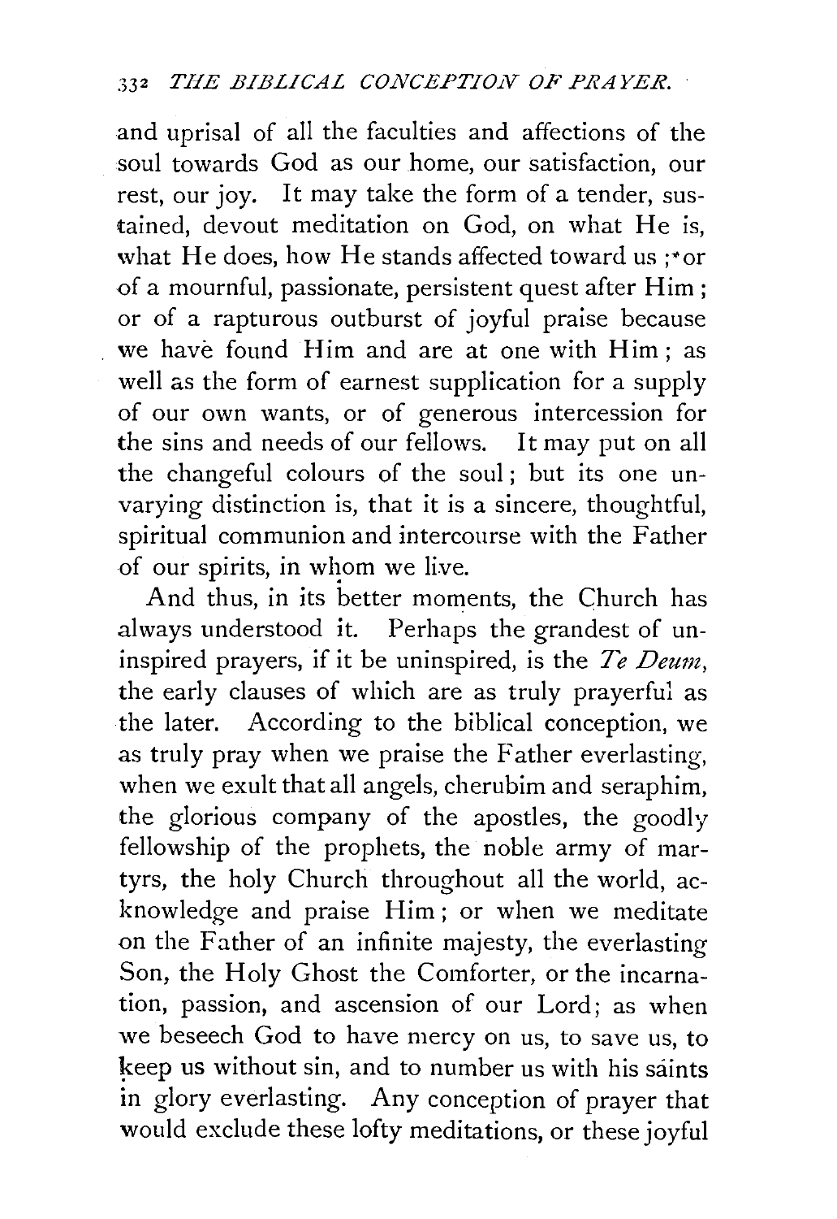and uprisal of all the faculties and affections of the soul towards God as our home, our satisfaction, our rest, our joy. It may take the form of a tender, sustained, devout meditation on God, on what He is, what He does, how He stands affected toward us; or of a mournful, passionate, persistent quest after Him; or of a rapturous outburst of joyful praise because we have found Him and are at one with Him; as well as the form of earnest supplication for a supply of our own wants, or of generous intercession for the sins and needs of our fellows. It may put on all the changeful colours of the soul; but its one unvarying distinction is, that it is a sincere, thoughtful, spiritual communion and intercourse with the Father of our spirits, in whom we live.

And thus, in its better moments, the Church has always understood it. Perhaps the grandest of uninspired prayers, if it be uninspired, is the *Te Deum*, the early clauses of which are as truly prayerful as the later. According to the biblical conception, we as truly pray when we praise the Father everlasting, when we exult that all angels, cherubim and seraphim, the glorious company of the apostles, the goodly fellowship of the prophets, the noble army of martyrs, the holy Church throughout all the world, acknowledge and praise Him; or when we meditate on the Father of an infinite majesty, the everlasting Son, the Holy Ghost the Comforter, or the incarnation, passion, and ascension of our Lord; as when we beseech God to have mercy on us, to save us, to keep us without sin, and to number us with his saints in glory everlasting. Any conception of prayer that would exclude these lofty meditations, or these joyful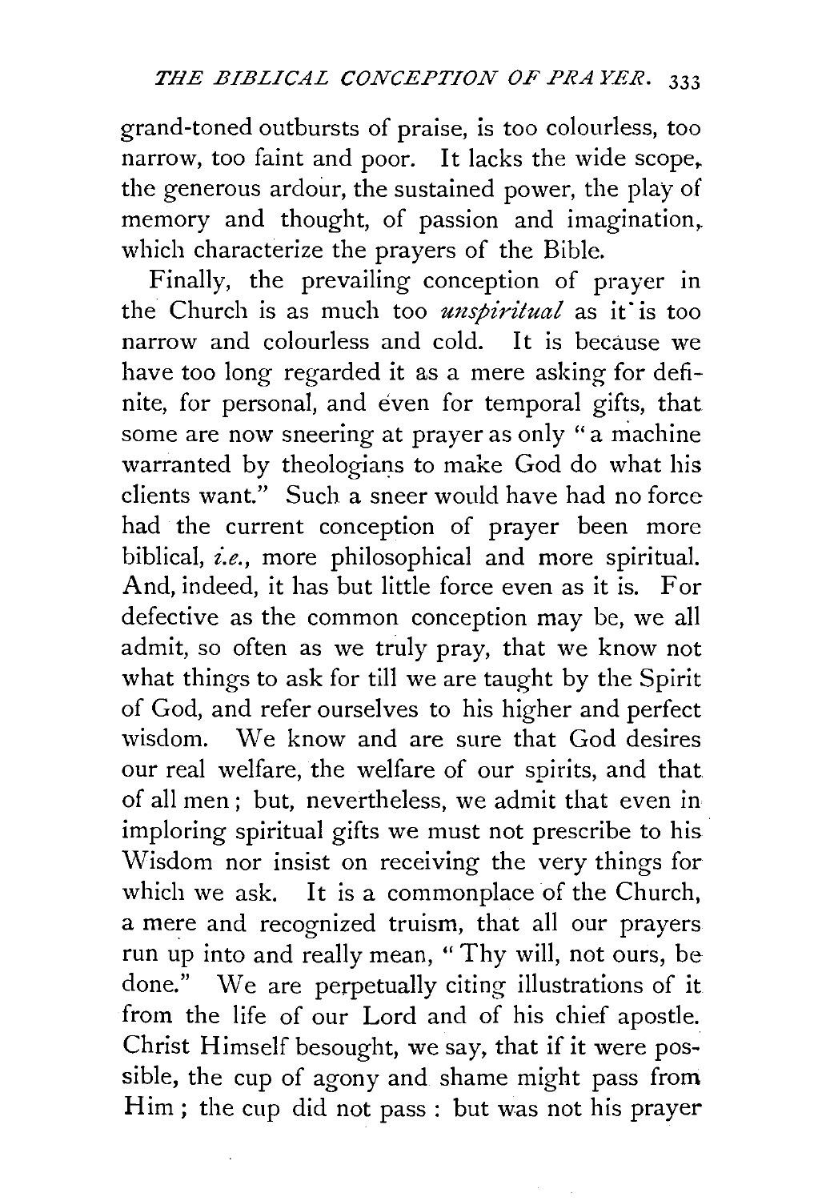grand-toned outbursts of praise, is too colourless, too narrow, too faint and poor. It lacks the wide scope, the generous ardour, the sustained power, the play of memory and thought, of passion and imagination, which characterize the prayers of the Bible.

Finally, the prevailing conception of prayer in the Church is as much too *unspiritual* as it is too narrow and colourless and cold. It is because we have too long regarded it as a mere asking for definite, for personal, and even for temporal gifts, that some are now sneering at prayer as only "a machine warranted by theologians to make God do what his clients want." Such a sneer would have had no force had the current conception of prayer been more biblical, *i.e.*, more philosophical and more spiritual. And, indeed, it has but little force even as it is. For defective as the common conception may be, we all admit, so often as we truly pray, that we know not what things to ask for till we are taught by the Spirit of God, and refer ourselves to his higher and perfect wisdom. We know and are sure that God desires our real welfare, the welfare of our spirits, and that of all men; but, nevertheless, we admit that even in imploring spiritual gifts we must not prescribe to his Wisdom nor insist on receiving the very things for which we ask. It is a commonplace of the Church, a mere and recognized truism, that all our prayers run up into and really mean, "Thy will, not ours, be done." We are perpetually citing illustrations of it from the life of our Lord and of his chief apostle. Christ Himself besought, we say, that if it were possible, the cup of agony and shame might pass from Him; the cup did not pass: but was not his prayer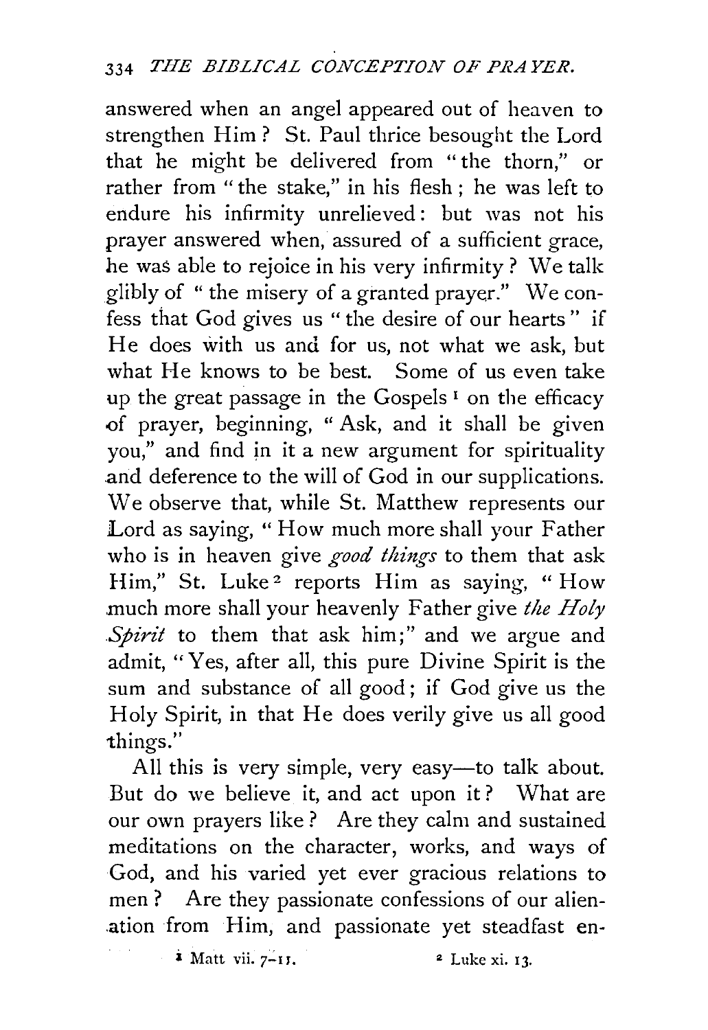answered when an angel appeared out of heaven to strengthen Him? St. Paul thrice besought the Lord that he might be delivered from "the thorn," or rather from "the stake," in his flesh; he was left to endure his infirmity unrelieved: but was not his prayer answered when, assured of a sufficient grace, he was able to rejoice in his very infirmity? We talk glibly of "the misery of a granted prayer." We confess that God gives us "the desire of our hearts" if He does with us and for us, not what we ask, but what He knows to be best. Some of us even take up the great passage in the Gospels[1] on the efficacy of prayer, beginning, "Ask, and it shall be given you," and find in it a new argument for spirituality and deference to the will of God in our supplications. We observe that, while St. Matthew represents our Lord as saying, "How much more shall your Father who is in heaven give *good things* to them that ask Him," St. Luke[2] reports Him as saying, "How much more shall your heavenly Father give *the Holy Spirit* to them that ask him;" and we argue and admit, "Yes, after all, this pure Divine Spirit is the sum and substance of all good; if God give us the Holy Spirit, in that He does verily give us all good things."

All this is very simple, very easy—to talk about. But do we believe it, and act upon it? What are our own prayers like? Are they calm and sustained meditations on the character, works, and ways of God, and his varied yet ever gracious relations to men? Are they passionate confessions of our alienation from Him, and passionate yet steadfast en-

[1] Matt vii. 7–11.

[2] Luke xi. 13.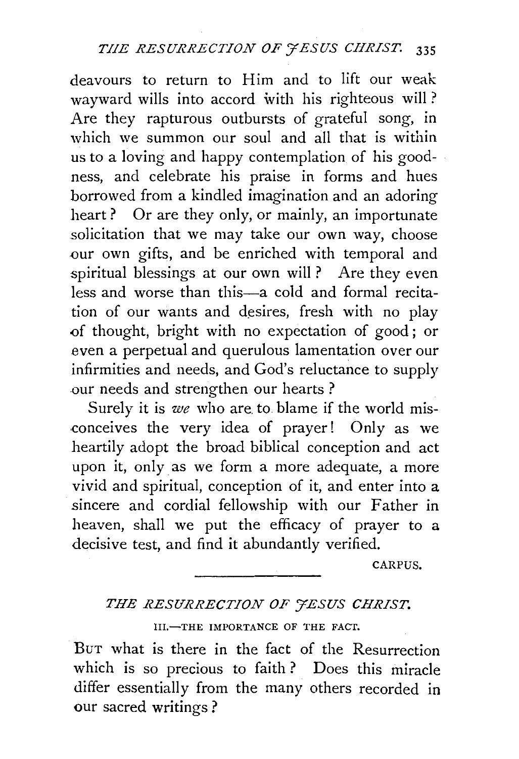deavours to return to Him and to lift our weak wayward wills into accord with his righteous will? Are they rapturous outbursts of grateful song, in which we summon our soul and all that is within us to a loving and happy contemplation of his goodness, and celebrate his praise in forms and hues borrowed from a kindled imagination and an adoring heart? Or are they only, or mainly, an importunate solicitation that we may take our own way, choose our own gifts, and be enriched with temporal and spiritual blessings at our own will? Are they even less and worse than this—a cold and formal recitation of our wants and desires, fresh with no play of thought, bright with no expectation of good; or even a perpetual and querulous lamentation over our infirmities and needs, and God's reluctance to supply our needs and strengthen our hearts?

Surely it is *we* who are to blame if the world misconceives the very idea of prayer! Only as we heartily adopt the broad biblical conception and act upon it, only as we form a more adequate, a more vivid and spiritual, conception of it, and enter into a sincere and cordial fellowship with our Father in heaven, shall we put the efficacy of prayer to a decisive test, and find it abundantly verified.

CARPUS.

---

## *THE RESURRECTION OF JESUS CHRIST.*

### III.—THE IMPORTANCE OF THE FACT.

BUT what is there in the fact of the Resurrection which is so precious to faith? Does this miracle differ essentially from the many others recorded in our sacred writings?